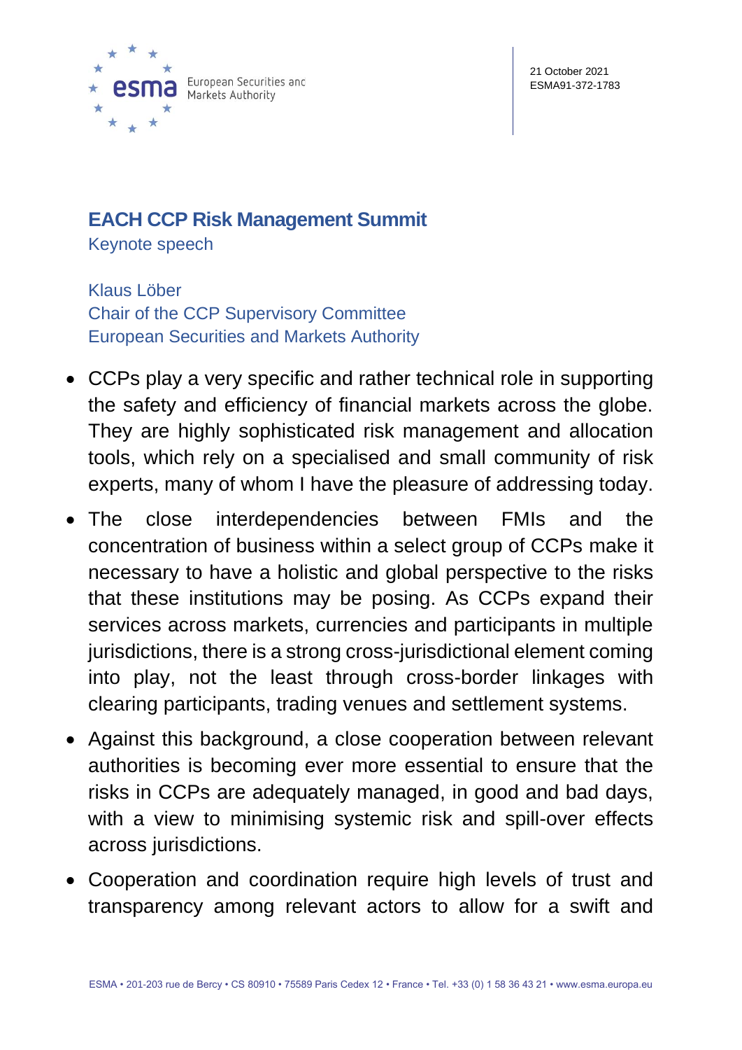21 October 2021
ESMA91-372-1783

# EACH CCP Risk Management Summit

Keynote speech

Klaus Löber
Chair of the CCP Supervisory Committee
European Securities and Markets Authority

- CCPs play a very specific and rather technical role in supporting the safety and efficiency of financial markets across the globe. They are highly sophisticated risk management and allocation tools, which rely on a specialised and small community of risk experts, many of whom I have the pleasure of addressing today.
- The close interdependencies between FMIs and the concentration of business within a select group of CCPs make it necessary to have a holistic and global perspective to the risks that these institutions may be posing. As CCPs expand their services across markets, currencies and participants in multiple jurisdictions, there is a strong cross-jurisdictional element coming into play, not the least through cross-border linkages with clearing participants, trading venues and settlement systems.
- Against this background, a close cooperation between relevant authorities is becoming ever more essential to ensure that the risks in CCPs are adequately managed, in good and bad days, with a view to minimising systemic risk and spill-over effects across jurisdictions.
- Cooperation and coordination require high levels of trust and transparency among relevant actors to allow for a swift and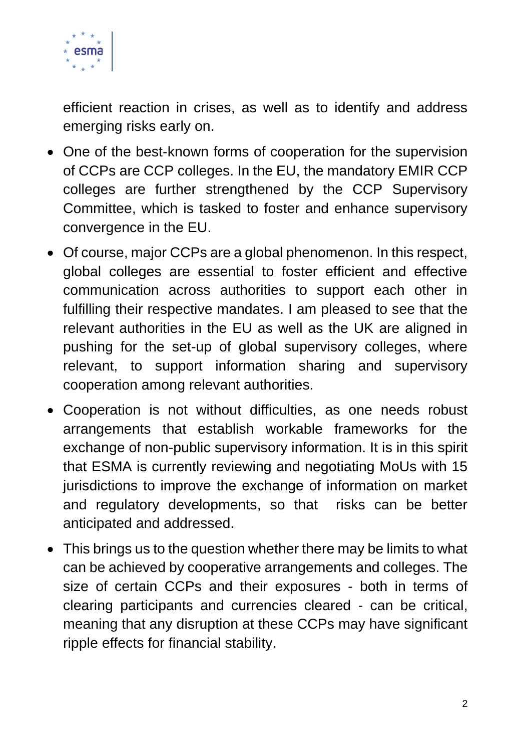efficient reaction in crises, as well as to identify and address emerging risks early on.

- One of the best-known forms of cooperation for the supervision of CCPs are CCP colleges. In the EU, the mandatory EMIR CCP colleges are further strengthened by the CCP Supervisory Committee, which is tasked to foster and enhance supervisory convergence in the EU.
- Of course, major CCPs are a global phenomenon. In this respect, global colleges are essential to foster efficient and effective communication across authorities to support each other in fulfilling their respective mandates. I am pleased to see that the relevant authorities in the EU as well as the UK are aligned in pushing for the set-up of global supervisory colleges, where relevant, to support information sharing and supervisory cooperation among relevant authorities.
- Cooperation is not without difficulties, as one needs robust arrangements that establish workable frameworks for the exchange of non-public supervisory information. It is in this spirit that ESMA is currently reviewing and negotiating MoUs with 15 jurisdictions to improve the exchange of information on market and regulatory developments, so that risks can be better anticipated and addressed.
- This brings us to the question whether there may be limits to what can be achieved by cooperative arrangements and colleges. The size of certain CCPs and their exposures - both in terms of clearing participants and currencies cleared - can be critical, meaning that any disruption at these CCPs may have significant ripple effects for financial stability.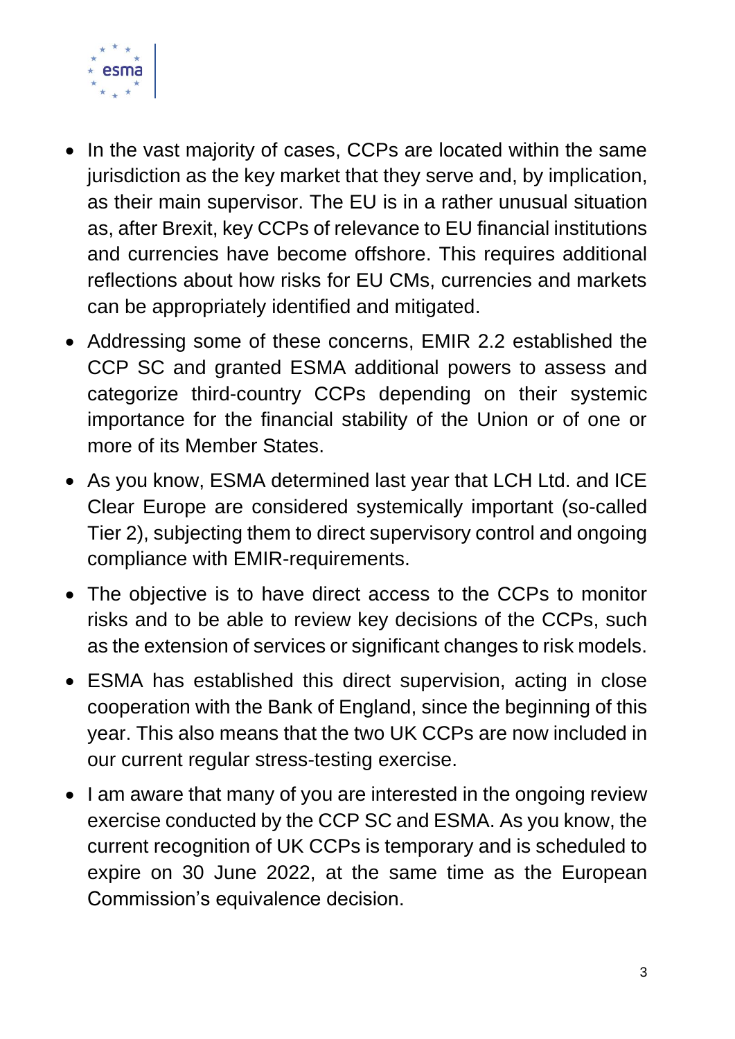- In the vast majority of cases, CCPs are located within the same jurisdiction as the key market that they serve and, by implication, as their main supervisor. The EU is in a rather unusual situation as, after Brexit, key CCPs of relevance to EU financial institutions and currencies have become offshore. This requires additional reflections about how risks for EU CMs, currencies and markets can be appropriately identified and mitigated.
- Addressing some of these concerns, EMIR 2.2 established the CCP SC and granted ESMA additional powers to assess and categorize third-country CCPs depending on their systemic importance for the financial stability of the Union or of one or more of its Member States.
- As you know, ESMA determined last year that LCH Ltd. and ICE Clear Europe are considered systemically important (so-called Tier 2), subjecting them to direct supervisory control and ongoing compliance with EMIR-requirements.
- The objective is to have direct access to the CCPs to monitor risks and to be able to review key decisions of the CCPs, such as the extension of services or significant changes to risk models.
- ESMA has established this direct supervision, acting in close cooperation with the Bank of England, since the beginning of this year. This also means that the two UK CCPs are now included in our current regular stress-testing exercise.
- I am aware that many of you are interested in the ongoing review exercise conducted by the CCP SC and ESMA. As you know, the current recognition of UK CCPs is temporary and is scheduled to expire on 30 June 2022, at the same time as the European Commission's equivalence decision.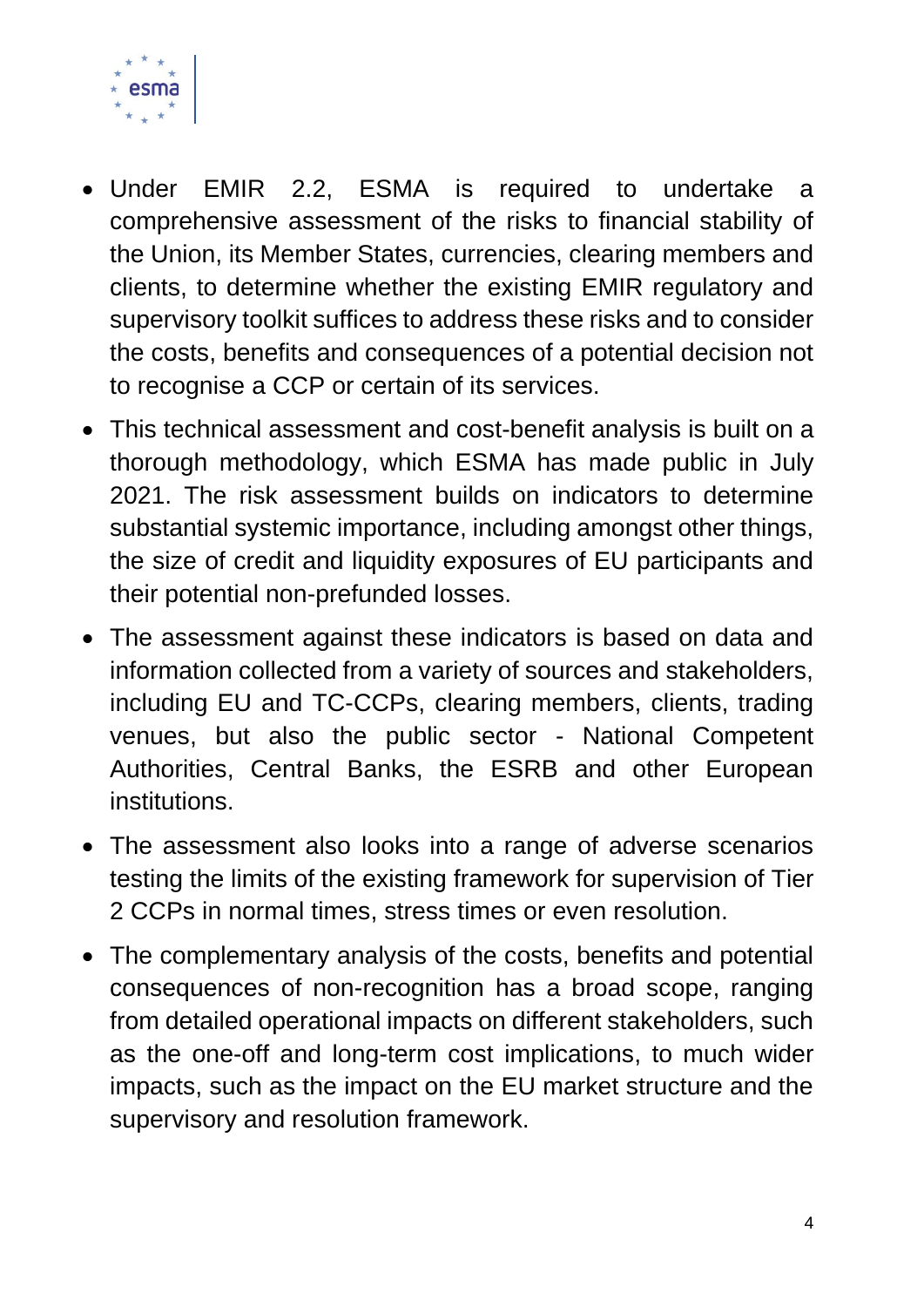- Under EMIR 2.2, ESMA is required to undertake a comprehensive assessment of the risks to financial stability of the Union, its Member States, currencies, clearing members and clients, to determine whether the existing EMIR regulatory and supervisory toolkit suffices to address these risks and to consider the costs, benefits and consequences of a potential decision not to recognise a CCP or certain of its services.
- This technical assessment and cost-benefit analysis is built on a thorough methodology, which ESMA has made public in July 2021. The risk assessment builds on indicators to determine substantial systemic importance, including amongst other things, the size of credit and liquidity exposures of EU participants and their potential non-prefunded losses.
- The assessment against these indicators is based on data and information collected from a variety of sources and stakeholders, including EU and TC-CCPs, clearing members, clients, trading venues, but also the public sector - National Competent Authorities, Central Banks, the ESRB and other European institutions.
- The assessment also looks into a range of adverse scenarios testing the limits of the existing framework for supervision of Tier 2 CCPs in normal times, stress times or even resolution.
- The complementary analysis of the costs, benefits and potential consequences of non-recognition has a broad scope, ranging from detailed operational impacts on different stakeholders, such as the one-off and long-term cost implications, to much wider impacts, such as the impact on the EU market structure and the supervisory and resolution framework.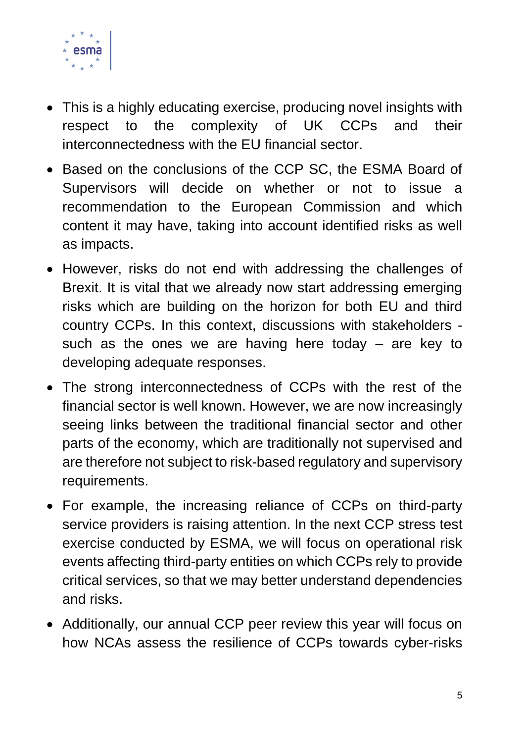- This is a highly educating exercise, producing novel insights with respect to the complexity of UK CCPs and their interconnectedness with the EU financial sector.
- Based on the conclusions of the CCP SC, the ESMA Board of Supervisors will decide on whether or not to issue a recommendation to the European Commission and which content it may have, taking into account identified risks as well as impacts.
- However, risks do not end with addressing the challenges of Brexit. It is vital that we already now start addressing emerging risks which are building on the horizon for both EU and third country CCPs. In this context, discussions with stakeholders - such as the ones we are having here today – are key to developing adequate responses.
- The strong interconnectedness of CCPs with the rest of the financial sector is well known. However, we are now increasingly seeing links between the traditional financial sector and other parts of the economy, which are traditionally not supervised and are therefore not subject to risk-based regulatory and supervisory requirements.
- For example, the increasing reliance of CCPs on third-party service providers is raising attention. In the next CCP stress test exercise conducted by ESMA, we will focus on operational risk events affecting third-party entities on which CCPs rely to provide critical services, so that we may better understand dependencies and risks.
- Additionally, our annual CCP peer review this year will focus on how NCAs assess the resilience of CCPs towards cyber-risks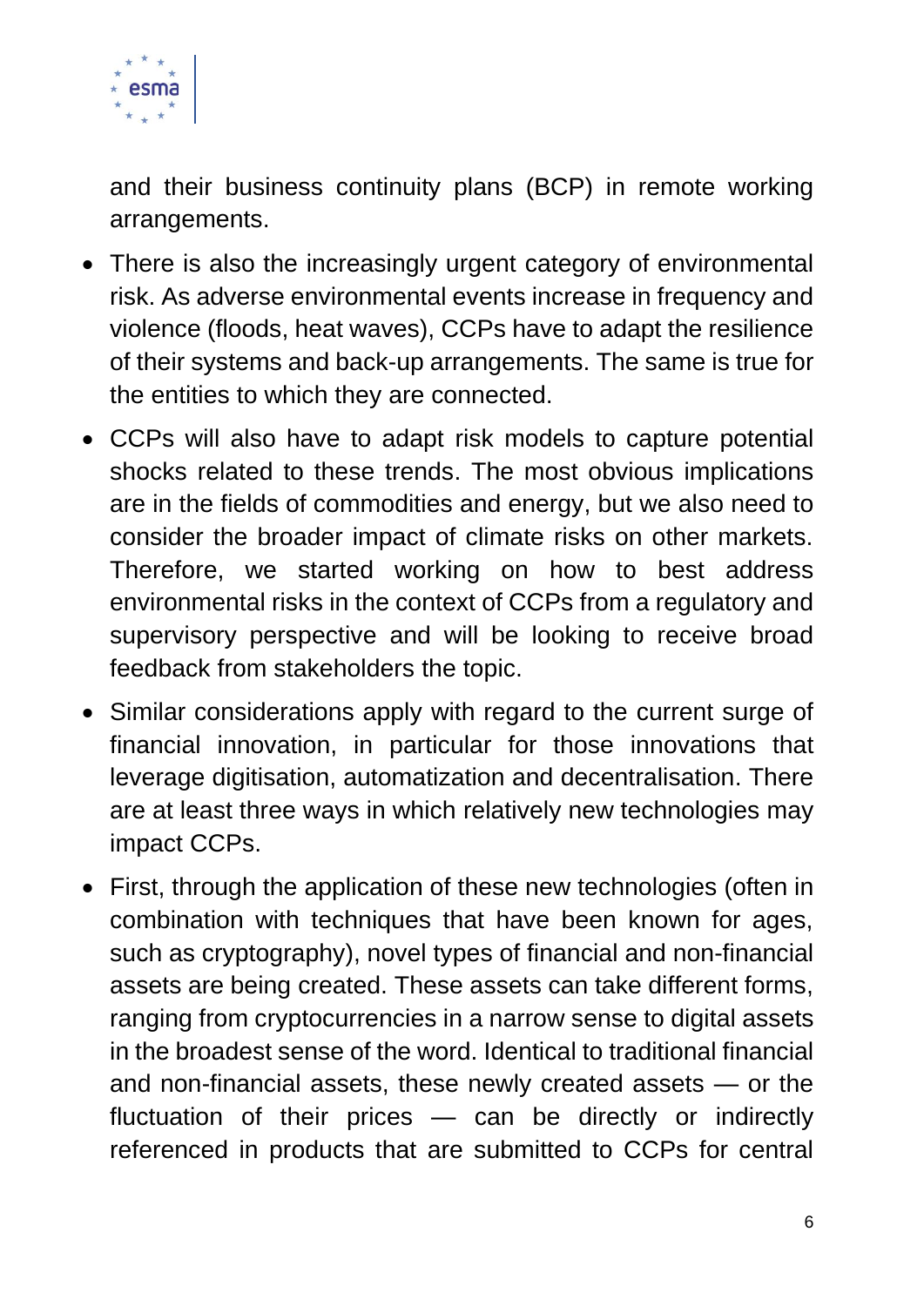and their business continuity plans (BCP) in remote working arrangements.

- There is also the increasingly urgent category of environmental risk. As adverse environmental events increase in frequency and violence (floods, heat waves), CCPs have to adapt the resilience of their systems and back-up arrangements. The same is true for the entities to which they are connected.
- CCPs will also have to adapt risk models to capture potential shocks related to these trends. The most obvious implications are in the fields of commodities and energy, but we also need to consider the broader impact of climate risks on other markets. Therefore, we started working on how to best address environmental risks in the context of CCPs from a regulatory and supervisory perspective and will be looking to receive broad feedback from stakeholders the topic.
- Similar considerations apply with regard to the current surge of financial innovation, in particular for those innovations that leverage digitisation, automatization and decentralisation. There are at least three ways in which relatively new technologies may impact CCPs.
- First, through the application of these new technologies (often in combination with techniques that have been known for ages, such as cryptography), novel types of financial and non-financial assets are being created. These assets can take different forms, ranging from cryptocurrencies in a narrow sense to digital assets in the broadest sense of the word. Identical to traditional financial and non-financial assets, these newly created assets — or the fluctuation of their prices — can be directly or indirectly referenced in products that are submitted to CCPs for central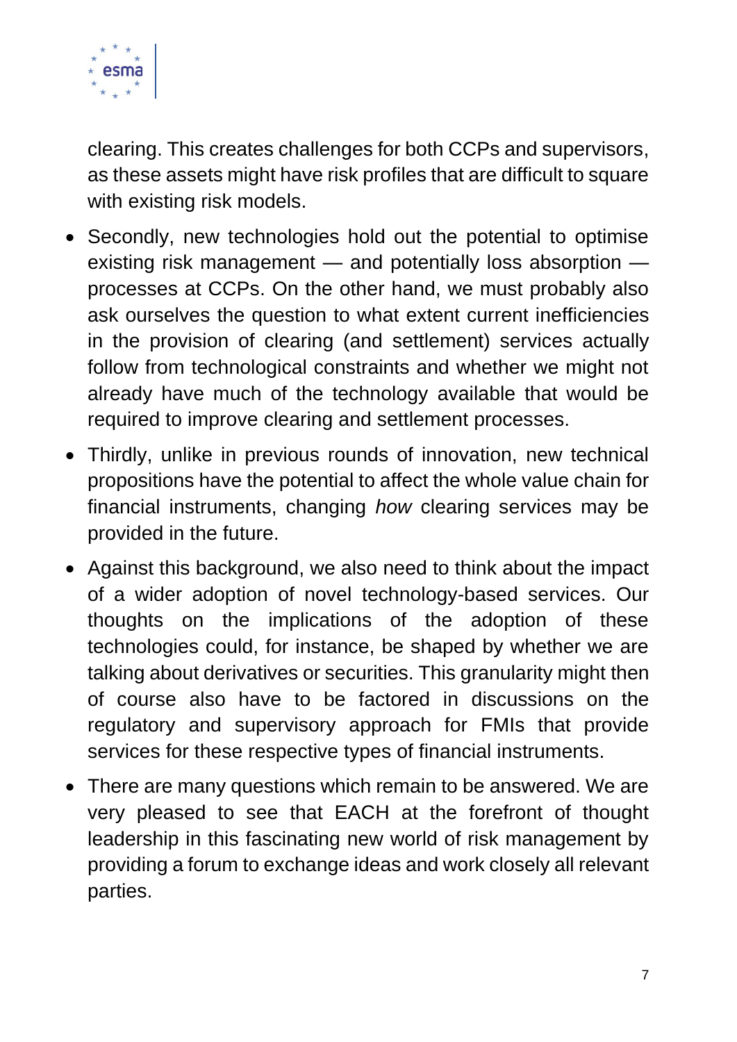clearing. This creates challenges for both CCPs and supervisors, as these assets might have risk profiles that are difficult to square with existing risk models.

- Secondly, new technologies hold out the potential to optimise existing risk management — and potentially loss absorption — processes at CCPs. On the other hand, we must probably also ask ourselves the question to what extent current inefficiencies in the provision of clearing (and settlement) services actually follow from technological constraints and whether we might not already have much of the technology available that would be required to improve clearing and settlement processes.
- Thirdly, unlike in previous rounds of innovation, new technical propositions have the potential to affect the whole value chain for financial instruments, changing *how* clearing services may be provided in the future.
- Against this background, we also need to think about the impact of a wider adoption of novel technology-based services. Our thoughts on the implications of the adoption of these technologies could, for instance, be shaped by whether we are talking about derivatives or securities. This granularity might then of course also have to be factored in discussions on the regulatory and supervisory approach for FMIs that provide services for these respective types of financial instruments.
- There are many questions which remain to be answered. We are very pleased to see that EACH at the forefront of thought leadership in this fascinating new world of risk management by providing a forum to exchange ideas and work closely all relevant parties.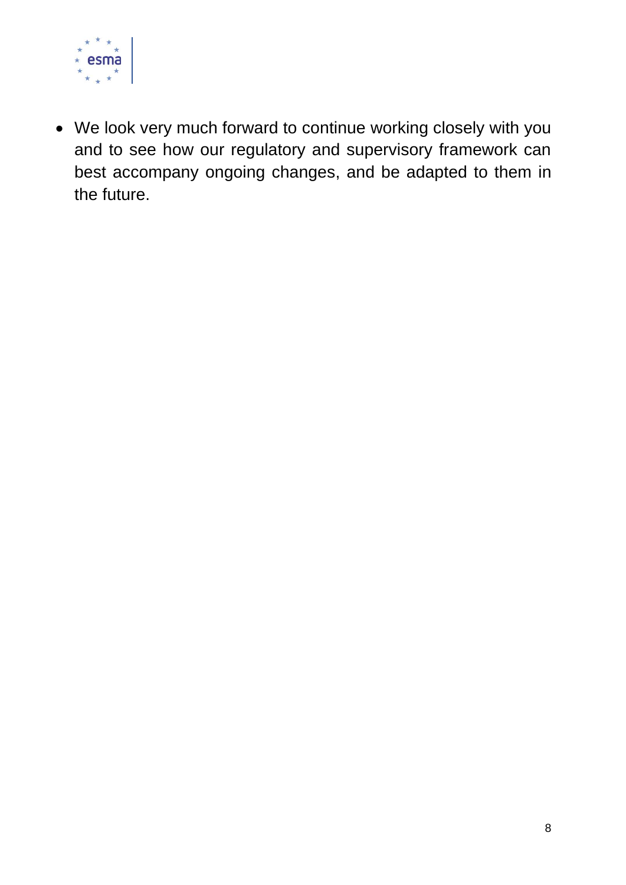- We look very much forward to continue working closely with you and to see how our regulatory and supervisory framework can best accompany ongoing changes, and be adapted to them in the future.